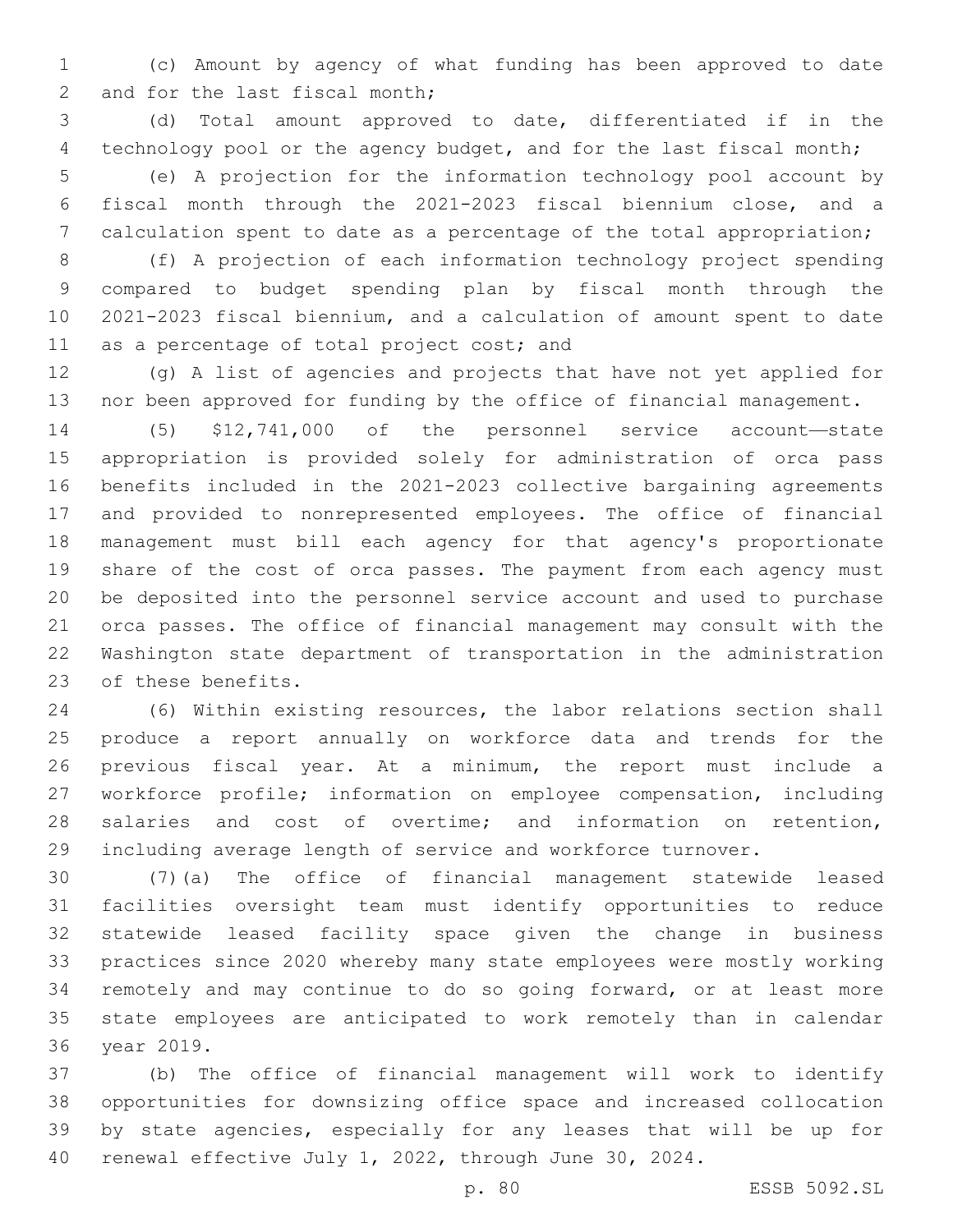(c) Amount by agency of what funding has been approved to date and for the last fiscal month;

(d) Total amount approved to date, differentiated if in the technology pool or the agency budget, and for the last fiscal month;

(e) A projection for the information technology pool account by fiscal month through the 2021-2023 fiscal biennium close, and a calculation spent to date as a percentage of the total appropriation;

(f) A projection of each information technology project spending compared to budget spending plan by fiscal month through the 2021-2023 fiscal biennium, and a calculation of amount spent to date as a percentage of total project cost; and

(g) A list of agencies and projects that have not yet applied for nor been approved for funding by the office of financial management.

(5) $12,741,000 of the personnel service account—state appropriation is provided solely for administration of orca pass benefits included in the 2021-2023 collective bargaining agreements and provided to nonrepresented employees. The office of financial management must bill each agency for that agency's proportionate share of the cost of orca passes. The payment from each agency must be deposited into the personnel service account and used to purchase orca passes. The office of financial management may consult with the Washington state department of transportation in the administration of these benefits.

(6) Within existing resources, the labor relations section shall produce a report annually on workforce data and trends for the previous fiscal year. At a minimum, the report must include a workforce profile; information on employee compensation, including salaries and cost of overtime; and information on retention, including average length of service and workforce turnover.

(7)(a) The office of financial management statewide leased facilities oversight team must identify opportunities to reduce statewide leased facility space given the change in business practices since 2020 whereby many state employees were mostly working remotely and may continue to do so going forward, or at least more state employees are anticipated to work remotely than in calendar year 2019.

(b) The office of financial management will work to identify opportunities for downsizing office space and increased collocation by state agencies, especially for any leases that will be up for renewal effective July 1, 2022, through June 30, 2024.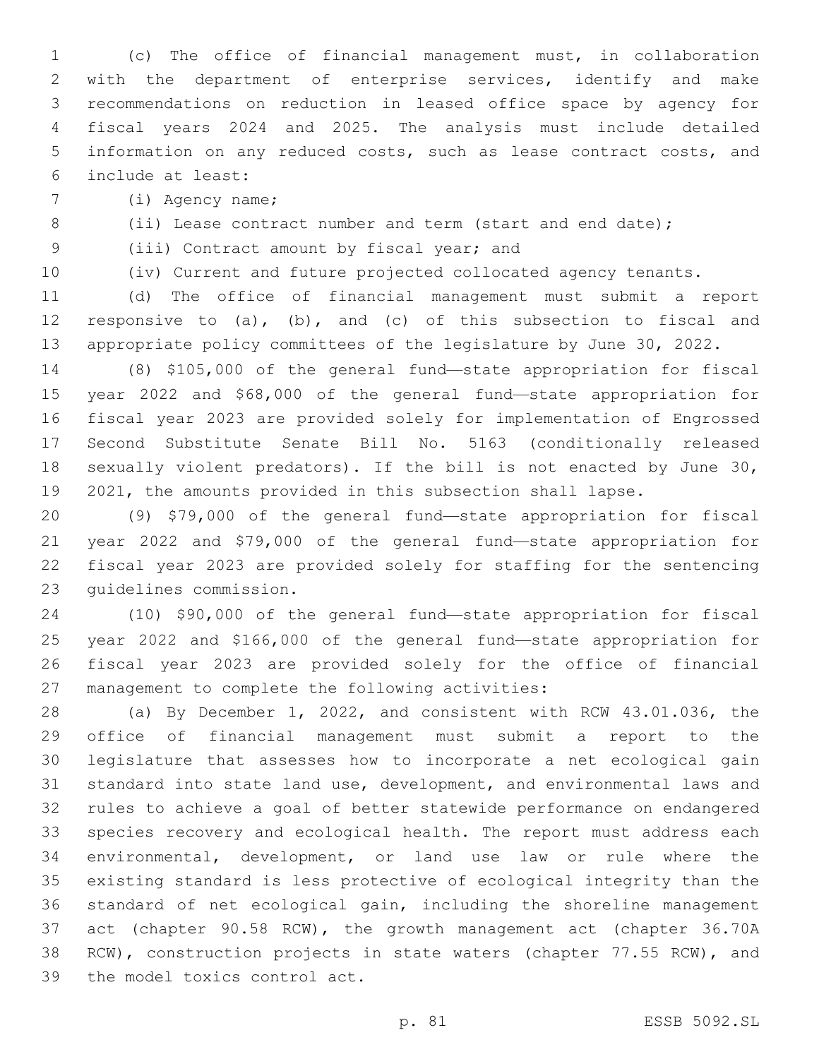(c) The office of financial management must, in collaboration with the department of enterprise services, identify and make recommendations on reduction in leased office space by agency for fiscal years 2024 and 2025. The analysis must include detailed information on any reduced costs, such as lease contract costs, and include at least:

(i) Agency name;

(ii) Lease contract number and term (start and end date);

(iii) Contract amount by fiscal year; and

(iv) Current and future projected collocated agency tenants.

(d) The office of financial management must submit a report responsive to (a), (b), and (c) of this subsection to fiscal and appropriate policy committees of the legislature by June 30, 2022.

(8) $105,000 of the general fund—state appropriation for fiscal year 2022 and $68,000 of the general fund—state appropriation for fiscal year 2023 are provided solely for implementation of Engrossed Second Substitute Senate Bill No. 5163 (conditionally released sexually violent predators). If the bill is not enacted by June 30, 2021, the amounts provided in this subsection shall lapse.

(9) $79,000 of the general fund—state appropriation for fiscal year 2022 and $79,000 of the general fund—state appropriation for fiscal year 2023 are provided solely for staffing for the sentencing guidelines commission.

(10) $90,000 of the general fund—state appropriation for fiscal year 2022 and $166,000 of the general fund—state appropriation for fiscal year 2023 are provided solely for the office of financial management to complete the following activities:

(a) By December 1, 2022, and consistent with RCW 43.01.036, the office of financial management must submit a report to the legislature that assesses how to incorporate a net ecological gain standard into state land use, development, and environmental laws and rules to achieve a goal of better statewide performance on endangered species recovery and ecological health. The report must address each environmental, development, or land use law or rule where the existing standard is less protective of ecological integrity than the standard of net ecological gain, including the shoreline management act (chapter 90.58 RCW), the growth management act (chapter 36.70A RCW), construction projects in state waters (chapter 77.55 RCW), and the model toxics control act.